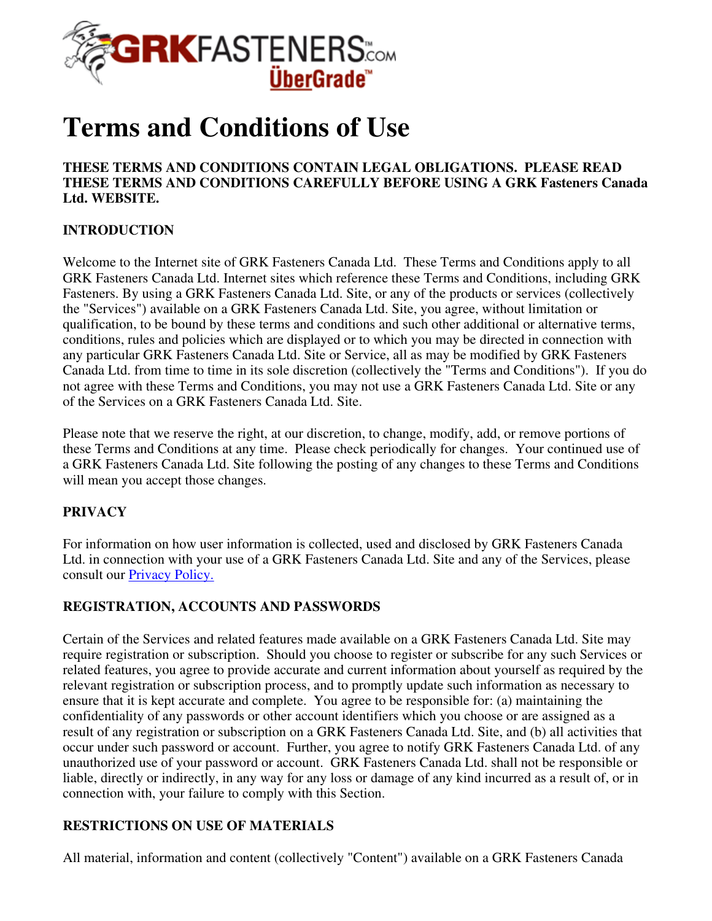# Terms and Conditions of Use

**THESE TERMS AND CONDITIONS CONTAIN LEGAL OBLIGATIONS. PLEASE READ THESE TERMS AND CONDITIONS CAREFULLY BEFORE USING A GRK Fasteners Canada Ltd. WEBSITE.**

**INTRODUCTION**

Welcome to the Internet site of GRK Fasteners Canada Ltd. These Terms and Conditions apply to all GRK Fasteners Canada Ltd. Internet sites which reference these Terms and Conditions, including GRK Fasteners. By using a GRK Fasteners Canada Ltd. Site, or any of the products or services (collectively the "Services") available on a GRK Fasteners Canada Ltd. Site, you agree, without limitation or qualification, to be bound by these terms and conditions and such other additional or alternative terms, conditions, rules and policies which are displayed or to which you may be directed in connection with any particular GRK Fasteners Canada Ltd. Site or Service, all as may be modified by GRK Fasteners Canada Ltd. from time to time in its sole discretion (collectively the "Terms and Conditions"). If you do not agree with these Terms and Conditions, you may not use a GRK Fasteners Canada Ltd. Site or any of the Services on a GRK Fasteners Canada Ltd. Site.

Please note that we reserve the right, at our discretion, to change, modify, add, or remove portions of these Terms and Conditions at any time. Please check periodically for changes. Your continued use of a GRK Fasteners Canada Ltd. Site following the posting of any changes to these Terms and Conditions will mean you accept those changes.

**PRIVACY**

For information on how user information is collected, used and disclosed by GRK Fasteners Canada Ltd. in connection with your use of a GRK Fasteners Canada Ltd. Site and any of the Services, please consult our Privacy Policy.

**REGISTRATION, ACCOUNTS AND PASSWORDS**

Certain of the Services and related features made available on a GRK Fasteners Canada Ltd. Site may require registration or subscription. Should you choose to register or subscribe for any such Services or related features, you agree to provide accurate and current information about yourself as required by the relevant registration or subscription process, and to promptly update such information as necessary to ensure that it is kept accurate and complete. You agree to be responsible for: (a) maintaining the confidentiality of any passwords or other account identifiers which you choose or are assigned as a result of any registration or subscription on a GRK Fasteners Canada Ltd. Site, and (b) all activities that occur under such password or account. Further, you agree to notify GRK Fasteners Canada Ltd. of any unauthorized use of your password or account. GRK Fasteners Canada Ltd. shall not be responsible or liable, directly or indirectly, in any way for any loss or damage of any kind incurred as a result of, or in connection with, your failure to comply with this Section.

**RESTRICTIONS ON USE OF MATERIALS**

All material, information and content (collectively "Content") available on a GRK Fasteners Canada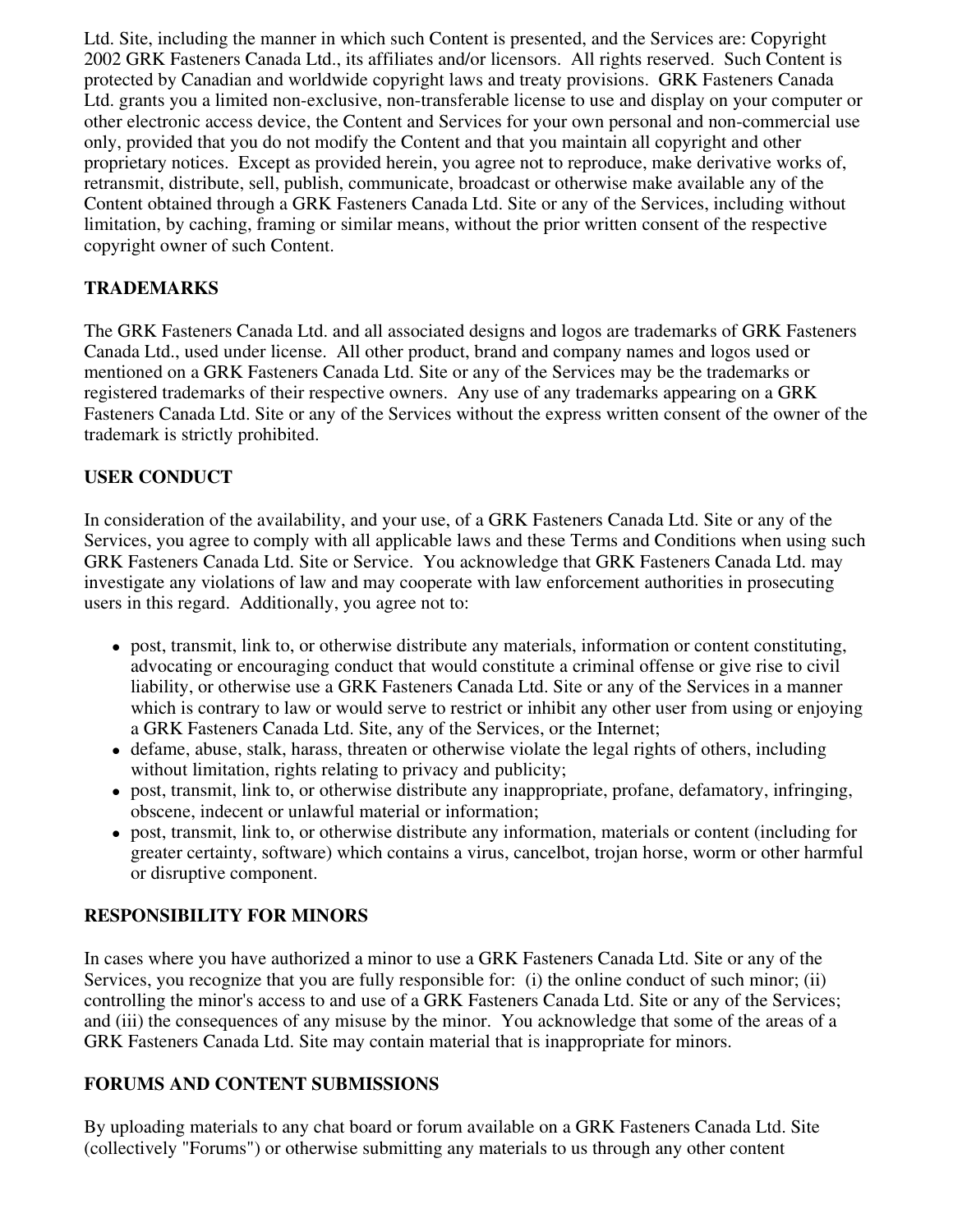Ltd. Site, including the manner in which such Content is presented, and the Services are: Copyright 2002 GRK Fasteners Canada Ltd., its affiliates and/or licensors. All rights reserved. Such Content is protected by Canadian and worldwide copyright laws and treaty provisions. GRK Fasteners Canada Ltd. grants you a limited non-exclusive, non-transferable license to use and display on your computer or other electronic access device, the Content and Services for your own personal and non-commercial use only, provided that you do not modify the Content and that you maintain all copyright and other proprietary notices. Except as provided herein, you agree not to reproduce, make derivative works of, retransmit, distribute, sell, publish, communicate, broadcast or otherwise make available any of the Content obtained through a GRK Fasteners Canada Ltd. Site or any of the Services, including without limitation, by caching, framing or similar means, without the prior written consent of the respective copyright owner of such Content.

**TRADEMARKS**

The GRK Fasteners Canada Ltd. and all associated designs and logos are trademarks of GRK Fasteners Canada Ltd., used under license. All other product, brand and company names and logos used or mentioned on a GRK Fasteners Canada Ltd. Site or any of the Services may be the trademarks or registered trademarks of their respective owners. Any use of any trademarks appearing on a GRK Fasteners Canada Ltd. Site or any of the Services without the express written consent of the owner of the trademark is strictly prohibited.

**USER CONDUCT**

In consideration of the availability, and your use, of a GRK Fasteners Canada Ltd. Site or any of the Services, you agree to comply with all applicable laws and these Terms and Conditions when using such GRK Fasteners Canada Ltd. Site or Service. You acknowledge that GRK Fasteners Canada Ltd. may investigate any violations of law and may cooperate with law enforcement authorities in prosecuting users in this regard. Additionally, you agree not to:

- post, transmit, link to, or otherwise distribute any materials, information or content constituting, advocating or encouraging conduct that would constitute a criminal offense or give rise to civil liability, or otherwise use a GRK Fasteners Canada Ltd. Site or any of the Services in a manner which is contrary to law or would serve to restrict or inhibit any other user from using or enjoying a GRK Fasteners Canada Ltd. Site, any of the Services, or the Internet;
- defame, abuse, stalk, harass, threaten or otherwise violate the legal rights of others, including without limitation, rights relating to privacy and publicity;
- post, transmit, link to, or otherwise distribute any inappropriate, profane, defamatory, infringing, obscene, indecent or unlawful material or information;
- post, transmit, link to, or otherwise distribute any information, materials or content (including for greater certainty, software) which contains a virus, cancelbot, trojan horse, worm or other harmful or disruptive component.

**RESPONSIBILITY FOR MINORS**

In cases where you have authorized a minor to use a GRK Fasteners Canada Ltd. Site or any of the Services, you recognize that you are fully responsible for: (i) the online conduct of such minor; (ii) controlling the minor's access to and use of a GRK Fasteners Canada Ltd. Site or any of the Services; and (iii) the consequences of any misuse by the minor. You acknowledge that some of the areas of a GRK Fasteners Canada Ltd. Site may contain material that is inappropriate for minors.

**FORUMS AND CONTENT SUBMISSIONS**

By uploading materials to any chat board or forum available on a GRK Fasteners Canada Ltd. Site (collectively "Forums") or otherwise submitting any materials to us through any other content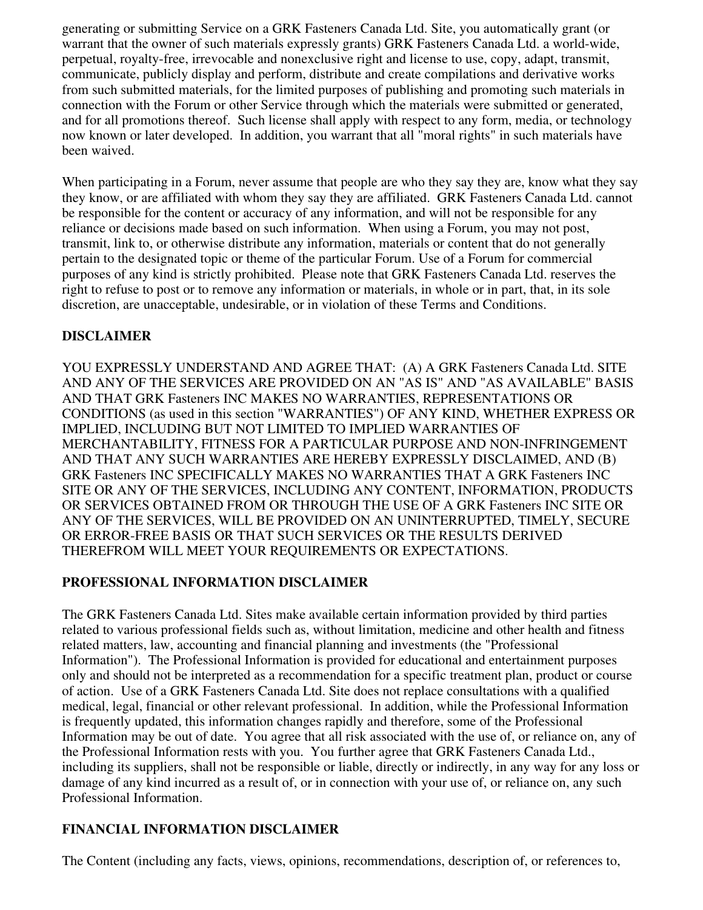generating or submitting Service on a GRK Fasteners Canada Ltd. Site, you automatically grant (or warrant that the owner of such materials expressly grants) GRK Fasteners Canada Ltd. a world-wide, perpetual, royalty-free, irrevocable and nonexclusive right and license to use, copy, adapt, transmit, communicate, publicly display and perform, distribute and create compilations and derivative works from such submitted materials, for the limited purposes of publishing and promoting such materials in connection with the Forum or other Service through which the materials were submitted or generated, and for all promotions thereof. Such license shall apply with respect to any form, media, or technology now known or later developed. In addition, you warrant that all "moral rights" in such materials have been waived.

When participating in a Forum, never assume that people are who they say they are, know what they say they know, or are affiliated with whom they say they are affiliated. GRK Fasteners Canada Ltd. cannot be responsible for the content or accuracy of any information, and will not be responsible for any reliance or decisions made based on such information. When using a Forum, you may not post, transmit, link to, or otherwise distribute any information, materials or content that do not generally pertain to the designated topic or theme of the particular Forum. Use of a Forum for commercial purposes of any kind is strictly prohibited. Please note that GRK Fasteners Canada Ltd. reserves the right to refuse to post or to remove any information or materials, in whole or in part, that, in its sole discretion, are unacceptable, undesirable, or in violation of these Terms and Conditions.

**DISCLAIMER**

YOU EXPRESSLY UNDERSTAND AND AGREE THAT: (A) A GRK Fasteners Canada Ltd. SITE AND ANY OF THE SERVICES ARE PROVIDED ON AN "AS IS" AND "AS AVAILABLE" BASIS AND THAT GRK Fasteners INC MAKES NO WARRANTIES, REPRESENTATIONS OR CONDITIONS (as used in this section "WARRANTIES") OF ANY KIND, WHETHER EXPRESS OR IMPLIED, INCLUDING BUT NOT LIMITED TO IMPLIED WARRANTIES OF MERCHANTABILITY, FITNESS FOR A PARTICULAR PURPOSE AND NON-INFRINGEMENT AND THAT ANY SUCH WARRANTIES ARE HEREBY EXPRESSLY DISCLAIMED, AND (B) GRK Fasteners INC SPECIFICALLY MAKES NO WARRANTIES THAT A GRK Fasteners INC SITE OR ANY OF THE SERVICES, INCLUDING ANY CONTENT, INFORMATION, PRODUCTS OR SERVICES OBTAINED FROM OR THROUGH THE USE OF A GRK Fasteners INC SITE OR ANY OF THE SERVICES, WILL BE PROVIDED ON AN UNINTERRUPTED, TIMELY, SECURE OR ERROR-FREE BASIS OR THAT SUCH SERVICES OR THE RESULTS DERIVED THEREFROM WILL MEET YOUR REQUIREMENTS OR EXPECTATIONS.

**PROFESSIONAL INFORMATION DISCLAIMER**

The GRK Fasteners Canada Ltd. Sites make available certain information provided by third parties related to various professional fields such as, without limitation, medicine and other health and fitness related matters, law, accounting and financial planning and investments (the "Professional Information"). The Professional Information is provided for educational and entertainment purposes only and should not be interpreted as a recommendation for a specific treatment plan, product or course of action. Use of a GRK Fasteners Canada Ltd. Site does not replace consultations with a qualified medical, legal, financial or other relevant professional. In addition, while the Professional Information is frequently updated, this information changes rapidly and therefore, some of the Professional Information may be out of date. You agree that all risk associated with the use of, or reliance on, any of the Professional Information rests with you. You further agree that GRK Fasteners Canada Ltd., including its suppliers, shall not be responsible or liable, directly or indirectly, in any way for any loss or damage of any kind incurred as a result of, or in connection with your use of, or reliance on, any such Professional Information.

**FINANCIAL INFORMATION DISCLAIMER**

The Content (including any facts, views, opinions, recommendations, description of, or references to,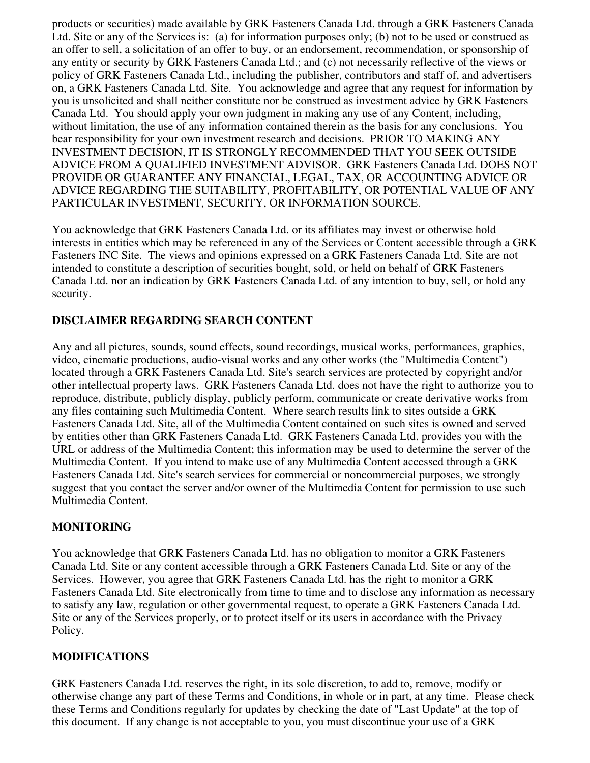products or securities) made available by GRK Fasteners Canada Ltd. through a GRK Fasteners Canada Ltd. Site or any of the Services is: (a) for information purposes only; (b) not to be used or construed as an offer to sell, a solicitation of an offer to buy, or an endorsement, recommendation, or sponsorship of any entity or security by GRK Fasteners Canada Ltd.; and (c) not necessarily reflective of the views or policy of GRK Fasteners Canada Ltd., including the publisher, contributors and staff of, and advertisers on, a GRK Fasteners Canada Ltd. Site. You acknowledge and agree that any request for information by you is unsolicited and shall neither constitute nor be construed as investment advice by GRK Fasteners Canada Ltd. You should apply your own judgment in making any use of any Content, including, without limitation, the use of any information contained therein as the basis for any conclusions. You bear responsibility for your own investment research and decisions. PRIOR TO MAKING ANY INVESTMENT DECISION, IT IS STRONGLY RECOMMENDED THAT YOU SEEK OUTSIDE ADVICE FROM A QUALIFIED INVESTMENT ADVISOR. GRK Fasteners Canada Ltd. DOES NOT PROVIDE OR GUARANTEE ANY FINANCIAL, LEGAL, TAX, OR ACCOUNTING ADVICE OR ADVICE REGARDING THE SUITABILITY, PROFITABILITY, OR POTENTIAL VALUE OF ANY PARTICULAR INVESTMENT, SECURITY, OR INFORMATION SOURCE.

You acknowledge that GRK Fasteners Canada Ltd. or its affiliates may invest or otherwise hold interests in entities which may be referenced in any of the Services or Content accessible through a GRK Fasteners INC Site. The views and opinions expressed on a GRK Fasteners Canada Ltd. Site are not intended to constitute a description of securities bought, sold, or held on behalf of GRK Fasteners Canada Ltd. nor an indication by GRK Fasteners Canada Ltd. of any intention to buy, sell, or hold any security.

**DISCLAIMER REGARDING SEARCH CONTENT**

Any and all pictures, sounds, sound effects, sound recordings, musical works, performances, graphics, video, cinematic productions, audio-visual works and any other works (the "Multimedia Content") located through a GRK Fasteners Canada Ltd. Site's search services are protected by copyright and/or other intellectual property laws. GRK Fasteners Canada Ltd. does not have the right to authorize you to reproduce, distribute, publicly display, publicly perform, communicate or create derivative works from any files containing such Multimedia Content. Where search results link to sites outside a GRK Fasteners Canada Ltd. Site, all of the Multimedia Content contained on such sites is owned and served by entities other than GRK Fasteners Canada Ltd. GRK Fasteners Canada Ltd. provides you with the URL or address of the Multimedia Content; this information may be used to determine the server of the Multimedia Content. If you intend to make use of any Multimedia Content accessed through a GRK Fasteners Canada Ltd. Site's search services for commercial or noncommercial purposes, we strongly suggest that you contact the server and/or owner of the Multimedia Content for permission to use such Multimedia Content.

**MONITORING**

You acknowledge that GRK Fasteners Canada Ltd. has no obligation to monitor a GRK Fasteners Canada Ltd. Site or any content accessible through a GRK Fasteners Canada Ltd. Site or any of the Services. However, you agree that GRK Fasteners Canada Ltd. has the right to monitor a GRK Fasteners Canada Ltd. Site electronically from time to time and to disclose any information as necessary to satisfy any law, regulation or other governmental request, to operate a GRK Fasteners Canada Ltd. Site or any of the Services properly, or to protect itself or its users in accordance with the Privacy Policy.

**MODIFICATIONS**

GRK Fasteners Canada Ltd. reserves the right, in its sole discretion, to add to, remove, modify or otherwise change any part of these Terms and Conditions, in whole or in part, at any time. Please check these Terms and Conditions regularly for updates by checking the date of "Last Update" at the top of this document. If any change is not acceptable to you, you must discontinue your use of a GRK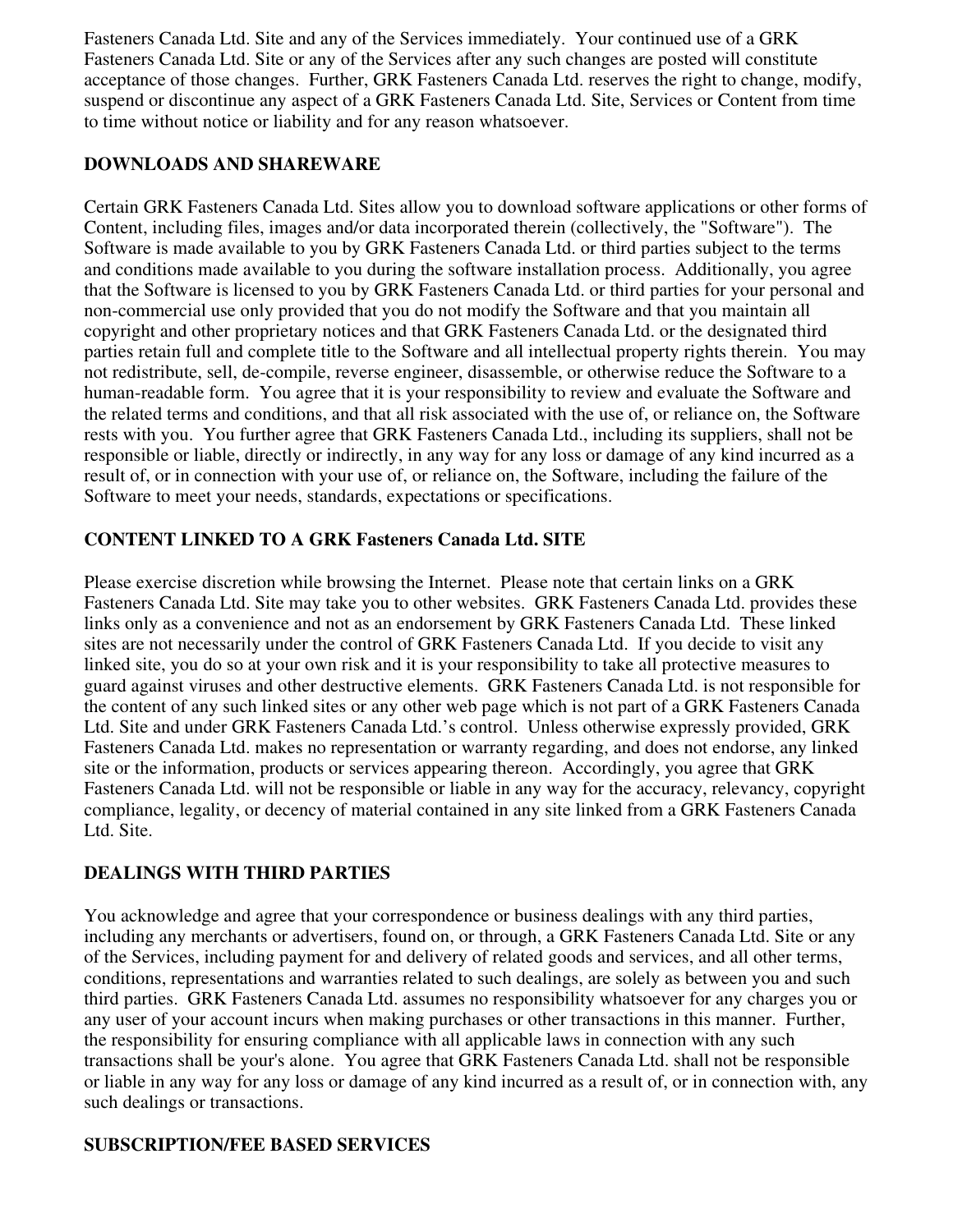Fasteners Canada Ltd. Site and any of the Services immediately. Your continued use of a GRK Fasteners Canada Ltd. Site or any of the Services after any such changes are posted will constitute acceptance of those changes. Further, GRK Fasteners Canada Ltd. reserves the right to change, modify, suspend or discontinue any aspect of a GRK Fasteners Canada Ltd. Site, Services or Content from time to time without notice or liability and for any reason whatsoever.

**DOWNLOADS AND SHAREWARE**

Certain GRK Fasteners Canada Ltd. Sites allow you to download software applications or other forms of Content, including files, images and/or data incorporated therein (collectively, the "Software"). The Software is made available to you by GRK Fasteners Canada Ltd. or third parties subject to the terms and conditions made available to you during the software installation process. Additionally, you agree that the Software is licensed to you by GRK Fasteners Canada Ltd. or third parties for your personal and non-commercial use only provided that you do not modify the Software and that you maintain all copyright and other proprietary notices and that GRK Fasteners Canada Ltd. or the designated third parties retain full and complete title to the Software and all intellectual property rights therein. You may not redistribute, sell, de-compile, reverse engineer, disassemble, or otherwise reduce the Software to a human-readable form. You agree that it is your responsibility to review and evaluate the Software and the related terms and conditions, and that all risk associated with the use of, or reliance on, the Software rests with you. You further agree that GRK Fasteners Canada Ltd., including its suppliers, shall not be responsible or liable, directly or indirectly, in any way for any loss or damage of any kind incurred as a result of, or in connection with your use of, or reliance on, the Software, including the failure of the Software to meet your needs, standards, expectations or specifications.

**CONTENT LINKED TO A GRK Fasteners Canada Ltd. SITE**

Please exercise discretion while browsing the Internet. Please note that certain links on a GRK Fasteners Canada Ltd. Site may take you to other websites. GRK Fasteners Canada Ltd. provides these links only as a convenience and not as an endorsement by GRK Fasteners Canada Ltd. These linked sites are not necessarily under the control of GRK Fasteners Canada Ltd. If you decide to visit any linked site, you do so at your own risk and it is your responsibility to take all protective measures to guard against viruses and other destructive elements. GRK Fasteners Canada Ltd. is not responsible for the content of any such linked sites or any other web page which is not part of a GRK Fasteners Canada Ltd. Site and under GRK Fasteners Canada Ltd.'s control. Unless otherwise expressly provided, GRK Fasteners Canada Ltd. makes no representation or warranty regarding, and does not endorse, any linked site or the information, products or services appearing thereon. Accordingly, you agree that GRK Fasteners Canada Ltd. will not be responsible or liable in any way for the accuracy, relevancy, copyright compliance, legality, or decency of material contained in any site linked from a GRK Fasteners Canada Ltd. Site.

**DEALINGS WITH THIRD PARTIES**

You acknowledge and agree that your correspondence or business dealings with any third parties, including any merchants or advertisers, found on, or through, a GRK Fasteners Canada Ltd. Site or any of the Services, including payment for and delivery of related goods and services, and all other terms, conditions, representations and warranties related to such dealings, are solely as between you and such third parties. GRK Fasteners Canada Ltd. assumes no responsibility whatsoever for any charges you or any user of your account incurs when making purchases or other transactions in this manner. Further, the responsibility for ensuring compliance with all applicable laws in connection with any such transactions shall be your's alone. You agree that GRK Fasteners Canada Ltd. shall not be responsible or liable in any way for any loss or damage of any kind incurred as a result of, or in connection with, any such dealings or transactions.

**SUBSCRIPTION/FEE BASED SERVICES**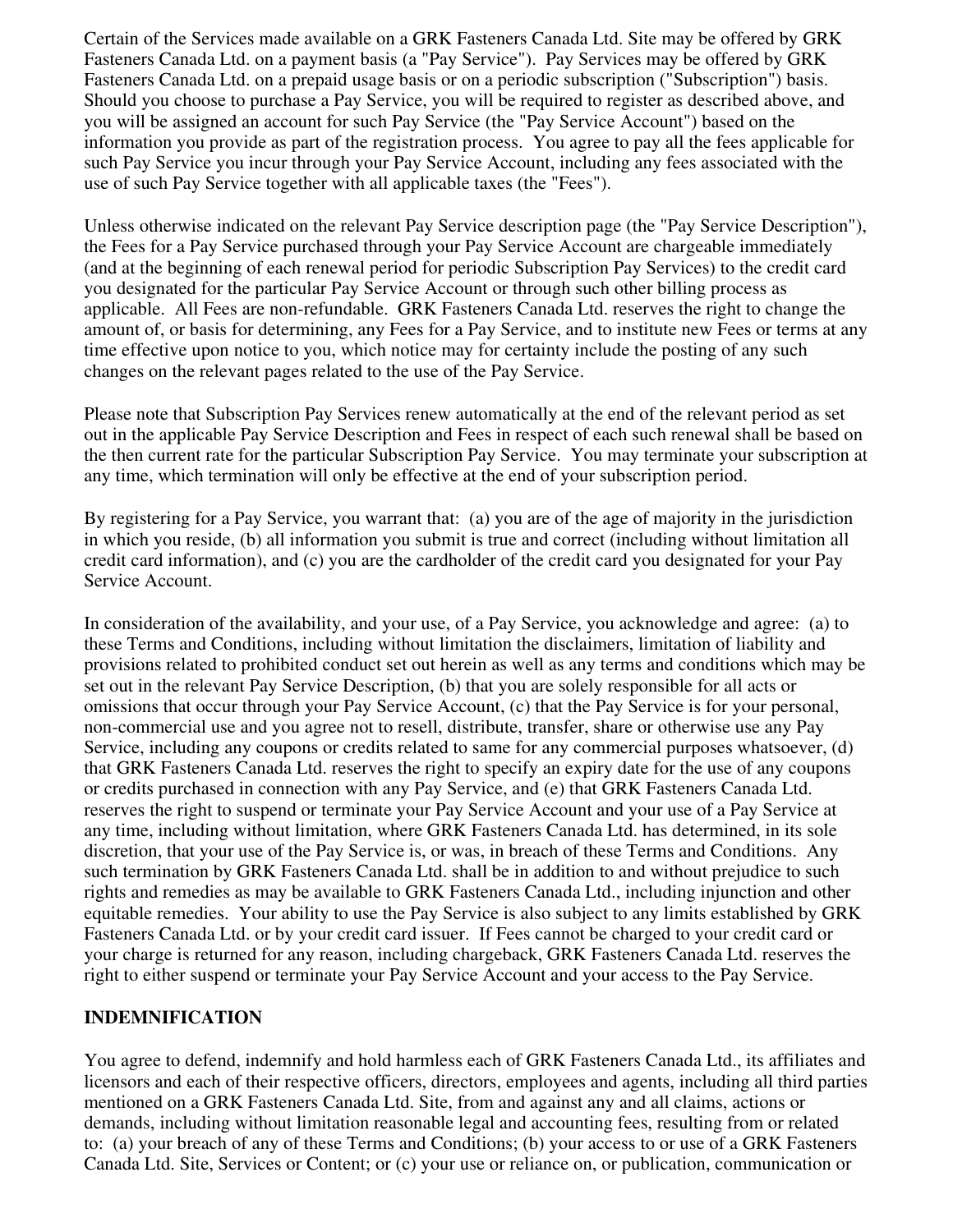Certain of the Services made available on a GRK Fasteners Canada Ltd. Site may be offered by GRK Fasteners Canada Ltd. on a payment basis (a "Pay Service"). Pay Services may be offered by GRK Fasteners Canada Ltd. on a prepaid usage basis or on a periodic subscription ("Subscription") basis. Should you choose to purchase a Pay Service, you will be required to register as described above, and you will be assigned an account for such Pay Service (the "Pay Service Account") based on the information you provide as part of the registration process. You agree to pay all the fees applicable for such Pay Service you incur through your Pay Service Account, including any fees associated with the use of such Pay Service together with all applicable taxes (the "Fees").

Unless otherwise indicated on the relevant Pay Service description page (the "Pay Service Description"), the Fees for a Pay Service purchased through your Pay Service Account are chargeable immediately (and at the beginning of each renewal period for periodic Subscription Pay Services) to the credit card you designated for the particular Pay Service Account or through such other billing process as applicable. All Fees are non-refundable. GRK Fasteners Canada Ltd. reserves the right to change the amount of, or basis for determining, any Fees for a Pay Service, and to institute new Fees or terms at any time effective upon notice to you, which notice may for certainty include the posting of any such changes on the relevant pages related to the use of the Pay Service.

Please note that Subscription Pay Services renew automatically at the end of the relevant period as set out in the applicable Pay Service Description and Fees in respect of each such renewal shall be based on the then current rate for the particular Subscription Pay Service. You may terminate your subscription at any time, which termination will only be effective at the end of your subscription period.

By registering for a Pay Service, you warrant that: (a) you are of the age of majority in the jurisdiction in which you reside, (b) all information you submit is true and correct (including without limitation all credit card information), and (c) you are the cardholder of the credit card you designated for your Pay Service Account.

In consideration of the availability, and your use, of a Pay Service, you acknowledge and agree: (a) to these Terms and Conditions, including without limitation the disclaimers, limitation of liability and provisions related to prohibited conduct set out herein as well as any terms and conditions which may be set out in the relevant Pay Service Description, (b) that you are solely responsible for all acts or omissions that occur through your Pay Service Account, (c) that the Pay Service is for your personal, non-commercial use and you agree not to resell, distribute, transfer, share or otherwise use any Pay Service, including any coupons or credits related to same for any commercial purposes whatsoever, (d) that GRK Fasteners Canada Ltd. reserves the right to specify an expiry date for the use of any coupons or credits purchased in connection with any Pay Service, and (e) that GRK Fasteners Canada Ltd. reserves the right to suspend or terminate your Pay Service Account and your use of a Pay Service at any time, including without limitation, where GRK Fasteners Canada Ltd. has determined, in its sole discretion, that your use of the Pay Service is, or was, in breach of these Terms and Conditions. Any such termination by GRK Fasteners Canada Ltd. shall be in addition to and without prejudice to such rights and remedies as may be available to GRK Fasteners Canada Ltd., including injunction and other equitable remedies. Your ability to use the Pay Service is also subject to any limits established by GRK Fasteners Canada Ltd. or by your credit card issuer. If Fees cannot be charged to your credit card or your charge is returned for any reason, including chargeback, GRK Fasteners Canada Ltd. reserves the right to either suspend or terminate your Pay Service Account and your access to the Pay Service.

**INDEMNIFICATION**

You agree to defend, indemnify and hold harmless each of GRK Fasteners Canada Ltd., its affiliates and licensors and each of their respective officers, directors, employees and agents, including all third parties mentioned on a GRK Fasteners Canada Ltd. Site, from and against any and all claims, actions or demands, including without limitation reasonable legal and accounting fees, resulting from or related to: (a) your breach of any of these Terms and Conditions; (b) your access to or use of a GRK Fasteners Canada Ltd. Site, Services or Content; or (c) your use or reliance on, or publication, communication or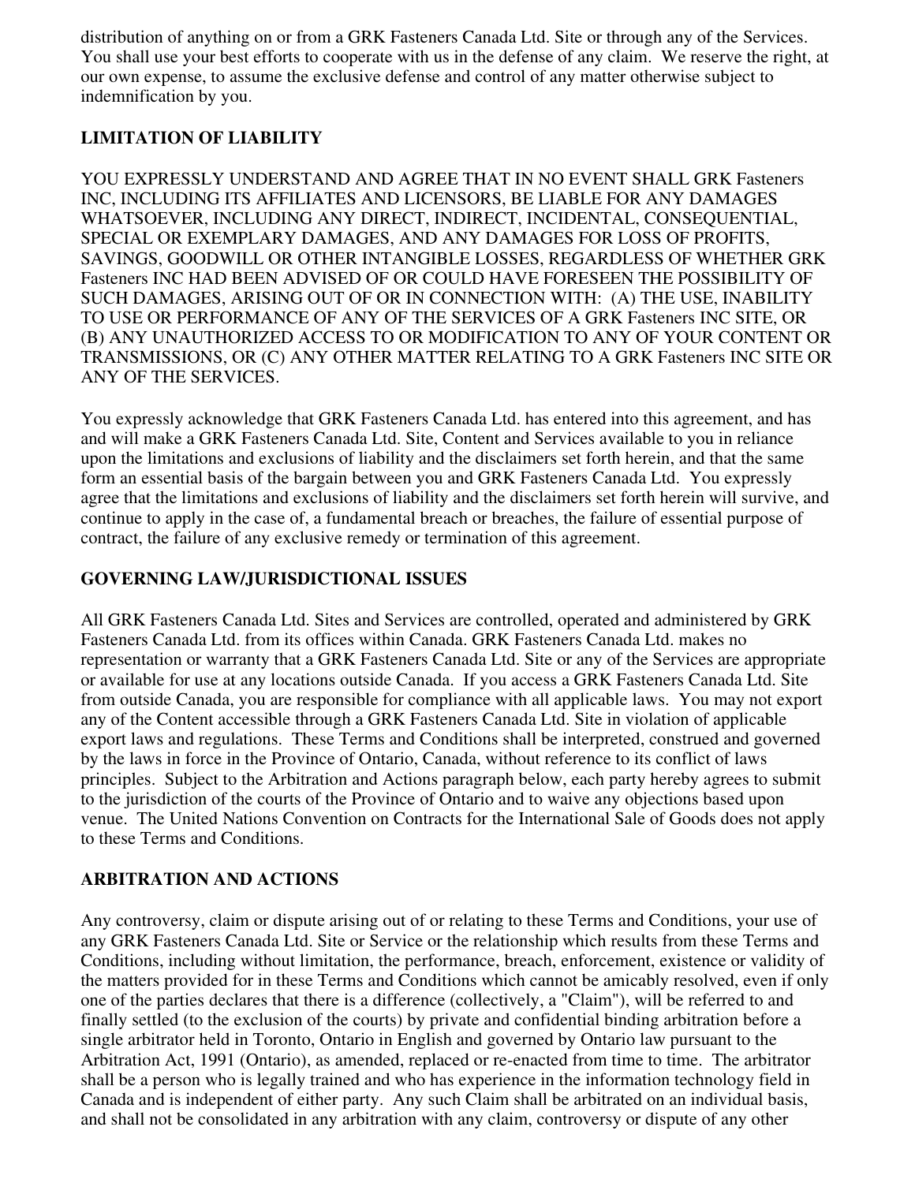distribution of anything on or from a GRK Fasteners Canada Ltd. Site or through any of the Services. You shall use your best efforts to cooperate with us in the defense of any claim. We reserve the right, at our own expense, to assume the exclusive defense and control of any matter otherwise subject to indemnification by you.

**LIMITATION OF LIABILITY**

YOU EXPRESSLY UNDERSTAND AND AGREE THAT IN NO EVENT SHALL GRK Fasteners INC, INCLUDING ITS AFFILIATES AND LICENSORS, BE LIABLE FOR ANY DAMAGES WHATSOEVER, INCLUDING ANY DIRECT, INDIRECT, INCIDENTAL, CONSEQUENTIAL, SPECIAL OR EXEMPLARY DAMAGES, AND ANY DAMAGES FOR LOSS OF PROFITS, SAVINGS, GOODWILL OR OTHER INTANGIBLE LOSSES, REGARDLESS OF WHETHER GRK Fasteners INC HAD BEEN ADVISED OF OR COULD HAVE FORESEEN THE POSSIBILITY OF SUCH DAMAGES, ARISING OUT OF OR IN CONNECTION WITH: (A) THE USE, INABILITY TO USE OR PERFORMANCE OF ANY OF THE SERVICES OF A GRK Fasteners INC SITE, OR (B) ANY UNAUTHORIZED ACCESS TO OR MODIFICATION TO ANY OF YOUR CONTENT OR TRANSMISSIONS, OR (C) ANY OTHER MATTER RELATING TO A GRK Fasteners INC SITE OR ANY OF THE SERVICES.

You expressly acknowledge that GRK Fasteners Canada Ltd. has entered into this agreement, and has and will make a GRK Fasteners Canada Ltd. Site, Content and Services available to you in reliance upon the limitations and exclusions of liability and the disclaimers set forth herein, and that the same form an essential basis of the bargain between you and GRK Fasteners Canada Ltd. You expressly agree that the limitations and exclusions of liability and the disclaimers set forth herein will survive, and continue to apply in the case of, a fundamental breach or breaches, the failure of essential purpose of contract, the failure of any exclusive remedy or termination of this agreement.

**GOVERNING LAW/JURISDICTIONAL ISSUES**

All GRK Fasteners Canada Ltd. Sites and Services are controlled, operated and administered by GRK Fasteners Canada Ltd. from its offices within Canada. GRK Fasteners Canada Ltd. makes no representation or warranty that a GRK Fasteners Canada Ltd. Site or any of the Services are appropriate or available for use at any locations outside Canada. If you access a GRK Fasteners Canada Ltd. Site from outside Canada, you are responsible for compliance with all applicable laws. You may not export any of the Content accessible through a GRK Fasteners Canada Ltd. Site in violation of applicable export laws and regulations. These Terms and Conditions shall be interpreted, construed and governed by the laws in force in the Province of Ontario, Canada, without reference to its conflict of laws principles. Subject to the Arbitration and Actions paragraph below, each party hereby agrees to submit to the jurisdiction of the courts of the Province of Ontario and to waive any objections based upon venue. The United Nations Convention on Contracts for the International Sale of Goods does not apply to these Terms and Conditions.

**ARBITRATION AND ACTIONS**

Any controversy, claim or dispute arising out of or relating to these Terms and Conditions, your use of any GRK Fasteners Canada Ltd. Site or Service or the relationship which results from these Terms and Conditions, including without limitation, the performance, breach, enforcement, existence or validity of the matters provided for in these Terms and Conditions which cannot be amicably resolved, even if only one of the parties declares that there is a difference (collectively, a "Claim"), will be referred to and finally settled (to the exclusion of the courts) by private and confidential binding arbitration before a single arbitrator held in Toronto, Ontario in English and governed by Ontario law pursuant to the Arbitration Act, 1991 (Ontario), as amended, replaced or re-enacted from time to time. The arbitrator shall be a person who is legally trained and who has experience in the information technology field in Canada and is independent of either party. Any such Claim shall be arbitrated on an individual basis, and shall not be consolidated in any arbitration with any claim, controversy or dispute of any other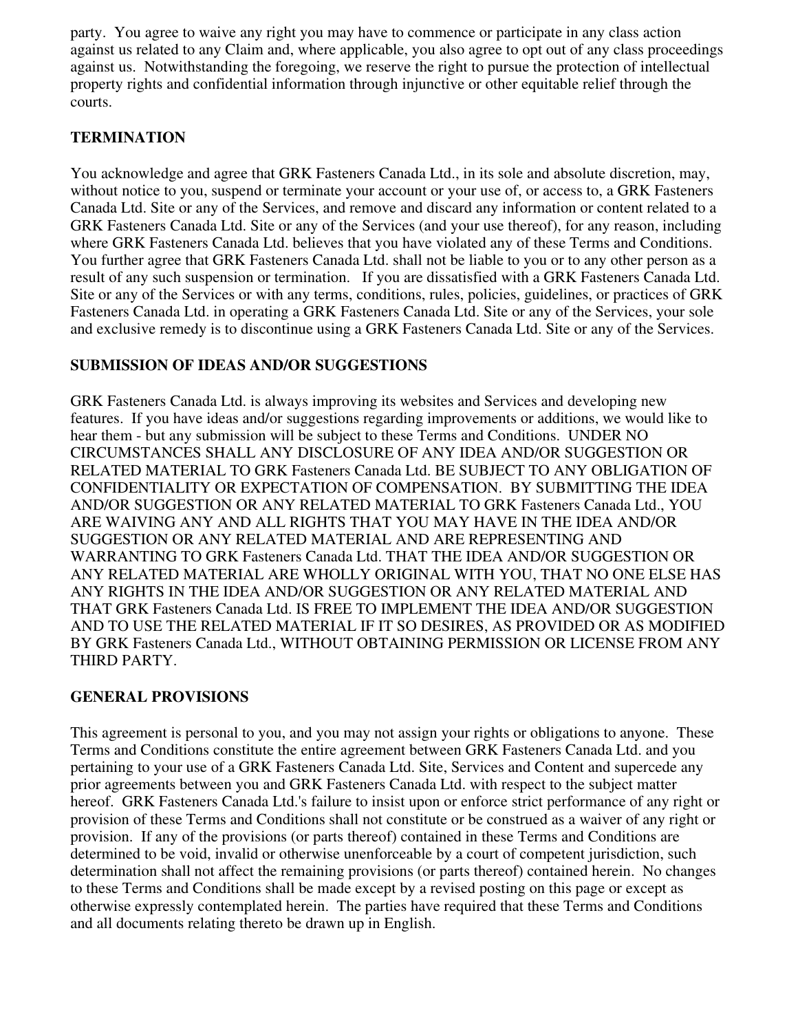party.  You agree to waive any right you may have to commence or participate in any class action against us related to any Claim and, where applicable, you also agree to opt out of any class proceedings against us.  Notwithstanding the foregoing, we reserve the right to pursue the protection of intellectual property rights and confidential information through injunctive or other equitable relief through the courts.

## TERMINATION

You acknowledge and agree that GRK Fasteners Canada Ltd., in its sole and absolute discretion, may, without notice to you, suspend or terminate your account or your use of, or access to, a GRK Fasteners Canada Ltd. Site or any of the Services, and remove and discard any information or content related to a GRK Fasteners Canada Ltd. Site or any of the Services (and your use thereof), for any reason, including where GRK Fasteners Canada Ltd. believes that you have violated any of these Terms and Conditions. You further agree that GRK Fasteners Canada Ltd. shall not be liable to you or to any other person as a result of any such suspension or termination.   If you are dissatisfied with a GRK Fasteners Canada Ltd. Site or any of the Services or with any terms, conditions, rules, policies, guidelines, or practices of GRK Fasteners Canada Ltd. in operating a GRK Fasteners Canada Ltd. Site or any of the Services, your sole and exclusive remedy is to discontinue using a GRK Fasteners Canada Ltd. Site or any of the Services.

## SUBMISSION OF IDEAS AND/OR SUGGESTIONS

GRK Fasteners Canada Ltd. is always improving its websites and Services and developing new features.  If you have ideas and/or suggestions regarding improvements or additions, we would like to hear them - but any submission will be subject to these Terms and Conditions.  UNDER NO CIRCUMSTANCES SHALL ANY DISCLOSURE OF ANY IDEA AND/OR SUGGESTION OR RELATED MATERIAL TO GRK Fasteners Canada Ltd. BE SUBJECT TO ANY OBLIGATION OF CONFIDENTIALITY OR EXPECTATION OF COMPENSATION.  BY SUBMITTING THE IDEA AND/OR SUGGESTION OR ANY RELATED MATERIAL TO GRK Fasteners Canada Ltd., YOU ARE WAIVING ANY AND ALL RIGHTS THAT YOU MAY HAVE IN THE IDEA AND/OR SUGGESTION OR ANY RELATED MATERIAL AND ARE REPRESENTING AND WARRANTING TO GRK Fasteners Canada Ltd. THAT THE IDEA AND/OR SUGGESTION OR ANY RELATED MATERIAL ARE WHOLLY ORIGINAL WITH YOU, THAT NO ONE ELSE HAS ANY RIGHTS IN THE IDEA AND/OR SUGGESTION OR ANY RELATED MATERIAL AND THAT GRK Fasteners Canada Ltd. IS FREE TO IMPLEMENT THE IDEA AND/OR SUGGESTION AND TO USE THE RELATED MATERIAL IF IT SO DESIRES, AS PROVIDED OR AS MODIFIED BY GRK Fasteners Canada Ltd., WITHOUT OBTAINING PERMISSION OR LICENSE FROM ANY THIRD PARTY.

## GENERAL PROVISIONS

This agreement is personal to you, and you may not assign your rights or obligations to anyone.  These Terms and Conditions constitute the entire agreement between GRK Fasteners Canada Ltd. and you pertaining to your use of a GRK Fasteners Canada Ltd. Site, Services and Content and supercede any prior agreements between you and GRK Fasteners Canada Ltd. with respect to the subject matter hereof.  GRK Fasteners Canada Ltd.'s failure to insist upon or enforce strict performance of any right or provision of these Terms and Conditions shall not constitute or be construed as a waiver of any right or provision.  If any of the provisions (or parts thereof) contained in these Terms and Conditions are determined to be void, invalid or otherwise unenforceable by a court of competent jurisdiction, such determination shall not affect the remaining provisions (or parts thereof) contained herein.  No changes to these Terms and Conditions shall be made except by a revised posting on this page or except as otherwise expressly contemplated herein.  The parties have required that these Terms and Conditions and all documents relating thereto be drawn up in English.